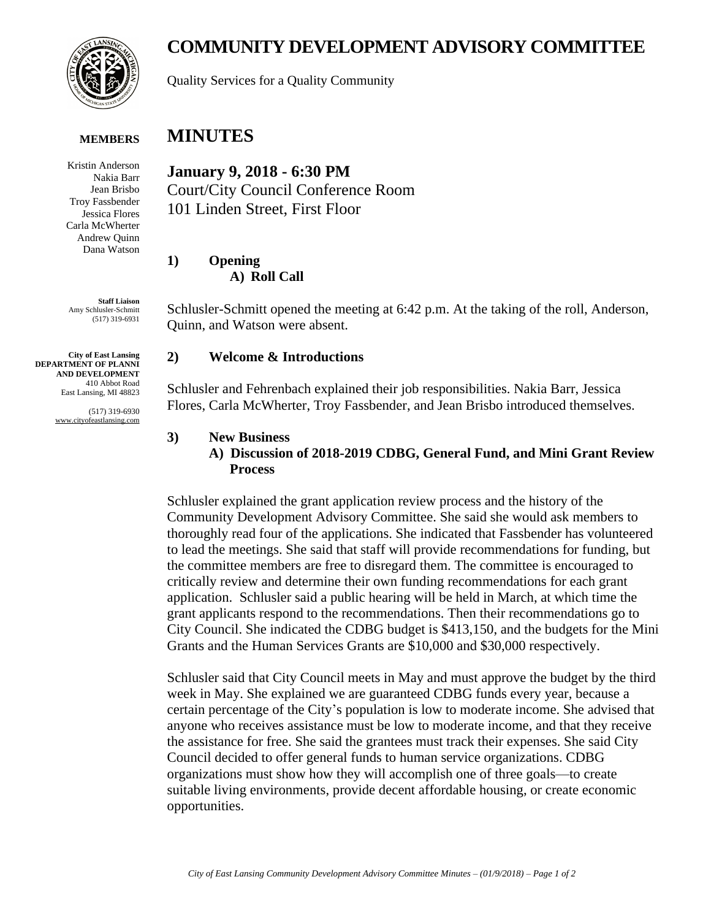# COMMUNITY DEVELOPMENT ADVISORY COMMITTEE

Quality Services for a Quality Community

**MEMBERS**

Kristin Anderson
Nakia Barr
Jean Brisbo
Troy Fassbender
Jessica Flores
Carla McWherter
Andrew Quinn
Dana Watson

**Staff Liaison**
Amy Schlusler-Schmitt
(517) 319-6931

**City of East Lansing**
**DEPARTMENT OF PLANNI AND DEVELOPMENT**
410 Abbot Road
East Lansing, MI 48823

(517) 319-6930
www.cityofeastlansing.com

# MINUTES

**January 9, 2018 - 6:30 PM**
Court/City Council Conference Room
101 Linden Street, First Floor

## 1) Opening

### A) Roll Call

Schlusler-Schmitt opened the meeting at 6:42 p.m. At the taking of the roll, Anderson, Quinn, and Watson were absent.

## 2) Welcome & Introductions

Schlusler and Fehrenbach explained their job responsibilities. Nakia Barr, Jessica Flores, Carla McWherter, Troy Fassbender, and Jean Brisbo introduced themselves.

## 3) New Business

### A) Discussion of 2018-2019 CDBG, General Fund, and Mini Grant Review Process

Schlusler explained the grant application review process and the history of the Community Development Advisory Committee. She said she would ask members to thoroughly read four of the applications. She indicated that Fassbender has volunteered to lead the meetings. She said that staff will provide recommendations for funding, but the committee members are free to disregard them. The committee is encouraged to critically review and determine their own funding recommendations for each grant application. Schlusler said a public hearing will be held in March, at which time the grant applicants respond to the recommendations. Then their recommendations go to City Council. She indicated the CDBG budget is $413,150, and the budgets for the Mini Grants and the Human Services Grants are $10,000 and $30,000 respectively.

Schlusler said that City Council meets in May and must approve the budget by the third week in May. She explained we are guaranteed CDBG funds every year, because a certain percentage of the City's population is low to moderate income. She advised that anyone who receives assistance must be low to moderate income, and that they receive the assistance for free. She said the grantees must track their expenses. She said City Council decided to offer general funds to human service organizations. CDBG organizations must show how they will accomplish one of three goals—to create suitable living environments, provide decent affordable housing, or create economic opportunities.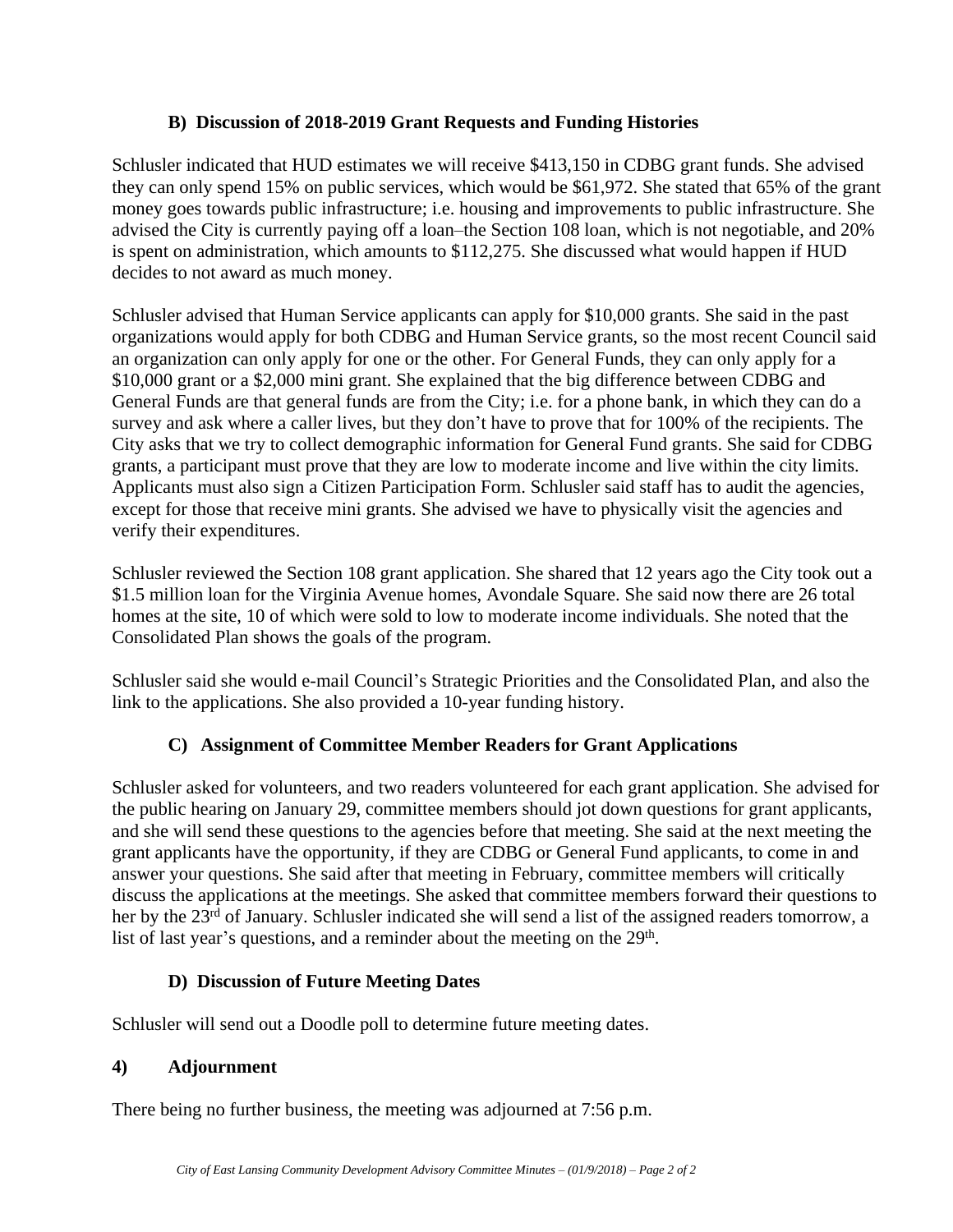### B) Discussion of 2018-2019 Grant Requests and Funding Histories

Schlusler indicated that HUD estimates we will receive $413,150 in CDBG grant funds. She advised they can only spend 15% on public services, which would be $61,972. She stated that 65% of the grant money goes towards public infrastructure; i.e. housing and improvements to public infrastructure. She advised the City is currently paying off a loan–the Section 108 loan, which is not negotiable, and 20% is spent on administration, which amounts to $112,275. She discussed what would happen if HUD decides to not award as much money.

Schlusler advised that Human Service applicants can apply for $10,000 grants. She said in the past organizations would apply for both CDBG and Human Service grants, so the most recent Council said an organization can only apply for one or the other. For General Funds, they can only apply for a $10,000 grant or a $2,000 mini grant. She explained that the big difference between CDBG and General Funds are that general funds are from the City; i.e. for a phone bank, in which they can do a survey and ask where a caller lives, but they don't have to prove that for 100% of the recipients. The City asks that we try to collect demographic information for General Fund grants. She said for CDBG grants, a participant must prove that they are low to moderate income and live within the city limits. Applicants must also sign a Citizen Participation Form. Schlusler said staff has to audit the agencies, except for those that receive mini grants. She advised we have to physically visit the agencies and verify their expenditures.

Schlusler reviewed the Section 108 grant application. She shared that 12 years ago the City took out a $1.5 million loan for the Virginia Avenue homes, Avondale Square. She said now there are 26 total homes at the site, 10 of which were sold to low to moderate income individuals. She noted that the Consolidated Plan shows the goals of the program.

Schlusler said she would e-mail Council's Strategic Priorities and the Consolidated Plan, and also the link to the applications. She also provided a 10-year funding history.

### C) Assignment of Committee Member Readers for Grant Applications

Schlusler asked for volunteers, and two readers volunteered for each grant application. She advised for the public hearing on January 29, committee members should jot down questions for grant applicants, and she will send these questions to the agencies before that meeting. She said at the next meeting the grant applicants have the opportunity, if they are CDBG or General Fund applicants, to come in and answer your questions. She said after that meeting in February, committee members will critically discuss the applications at the meetings. She asked that committee members forward their questions to her by the 23rd of January. Schlusler indicated she will send a list of the assigned readers tomorrow, a list of last year's questions, and a reminder about the meeting on the 29th.

### D) Discussion of Future Meeting Dates

Schlusler will send out a Doodle poll to determine future meeting dates.

## 4) Adjournment

There being no further business, the meeting was adjourned at 7:56 p.m.